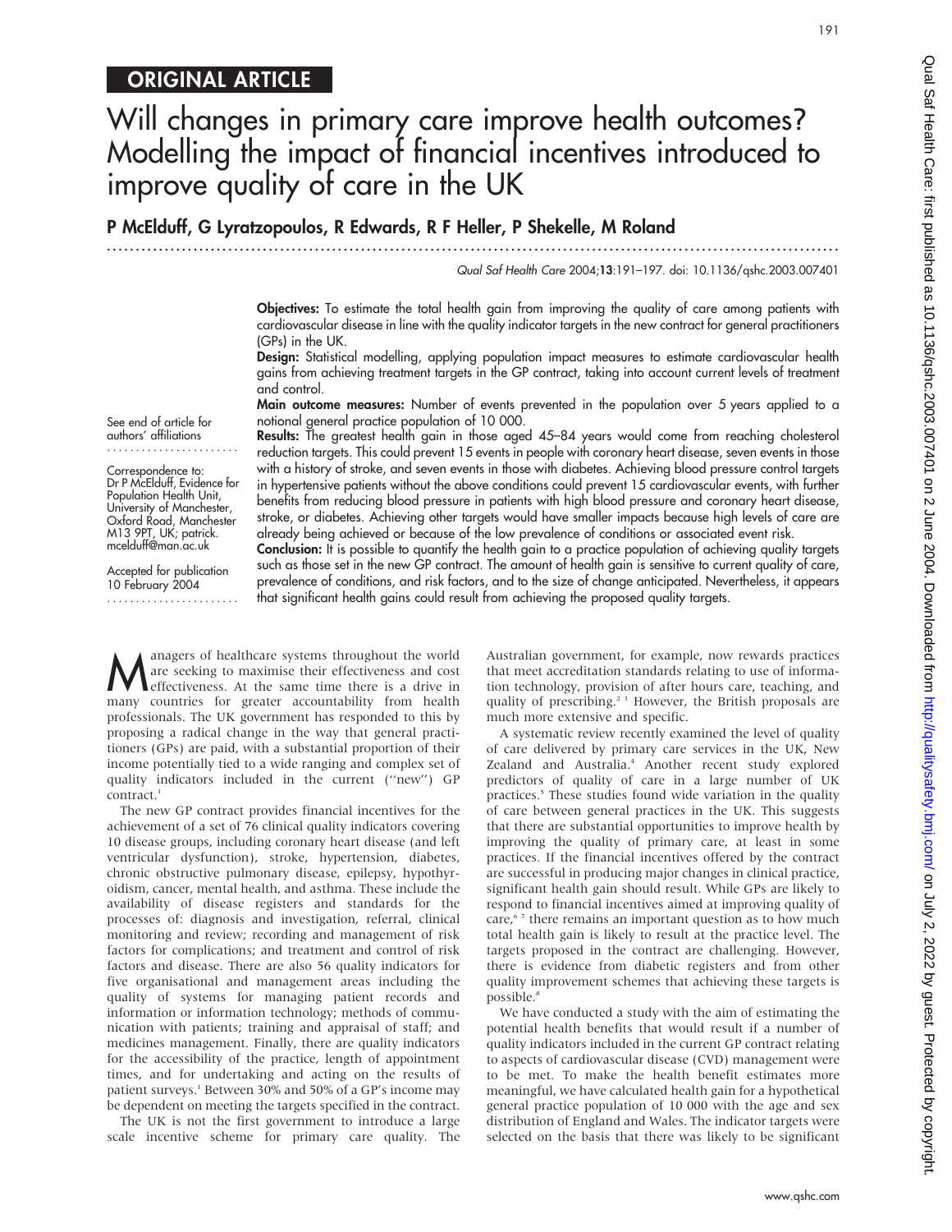## ORIGINAL ARTICLE

# Will changes in primary care improve health outcomes? Modelling the impact of financial incentives introduced to improve quality of care in the UK

**P McElduff, G Lyratzopoulos, R Edwards, R F Heller, P Shekelle, M Roland**

*Qual Saf Health Care* 2004;**13**:191–197. doi: 10.1136/qshc.2003.007401

See end of article for authors' affiliations

Correspondence to: Dr P McElduff, Evidence for Population Health Unit, University of Manchester, Oxford Road, Manchester M13 9PT, UK; patrick.mcelduff@man.ac.uk

Accepted for publication 10 February 2004

**Objectives:** To estimate the total health gain from improving the quality of care among patients with cardiovascular disease in line with the quality indicator targets in the new contract for general practitioners (GPs) in the UK.

**Design:** Statistical modelling, applying population impact measures to estimate cardiovascular health gains from achieving treatment targets in the GP contract, taking into account current levels of treatment and control.

**Main outcome measures:** Number of events prevented in the population over 5 years applied to a notional general practice population of 10 000.

**Results:** The greatest health gain in those aged 45–84 years would come from reaching cholesterol reduction targets. This could prevent 15 events in people with coronary heart disease, seven events in those with a history of stroke, and seven events in those with diabetes. Achieving blood pressure control targets in hypertensive patients without the above conditions could prevent 15 cardiovascular events, with further benefits from reducing blood pressure in patients with high blood pressure and coronary heart disease, stroke, or diabetes. Achieving other targets would have smaller impacts because high levels of care are already being achieved or because of the low prevalence of conditions or associated event risk.

**Conclusion:** It is possible to quantify the health gain to a practice population of achieving quality targets such as those set in the new GP contract. The amount of health gain is sensitive to current quality of care, prevalence of conditions, and risk factors, and to the size of change anticipated. Nevertheless, it appears that significant health gains could result from achieving the proposed quality targets.

Managers of healthcare systems throughout the world are seeking to maximise their effectiveness and cost effectiveness. At the same time there is a drive in many countries for greater accountability from health professionals. The UK government has responded to this by proposing a radical change in the way that general practitioners (GPs) are paid, with a substantial proportion of their income potentially tied to a wide ranging and complex set of quality indicators included in the current ("new") GP contract.[1]

The new GP contract provides financial incentives for the achievement of a set of 76 clinical quality indicators covering 10 disease groups, including coronary heart disease (and left ventricular dysfunction), stroke, hypertension, diabetes, chronic obstructive pulmonary disease, epilepsy, hypothyroidism, cancer, mental health, and asthma. These include the availability of disease registers and standards for the processes of: diagnosis and investigation, referral, clinical monitoring and review; recording and management of risk factors for complications; and treatment and control of risk factors and disease. There are also 56 quality indicators for five organisational and management areas including the quality of systems for managing patient records and information or information technology; methods of communication with patients; training and appraisal of staff; and medicines management. Finally, there are quality indicators for the accessibility of the practice, length of appointment times, and for undertaking and acting on the results of patient surveys.[1] Between 30% and 50% of a GP's income may be dependent on meeting the targets specified in the contract.

The UK is not the first government to introduce a large scale incentive scheme for primary care quality. The Australian government, for example, now rewards practices that meet accreditation standards relating to use of information technology, provision of after hours care, teaching, and quality of prescribing.[2,3] However, the British proposals are much more extensive and specific.

A systematic review recently examined the level of quality of care delivered by primary care services in the UK, New Zealand and Australia.[4] Another recent study explored predictors of quality of care in a large number of UK practices.[5] These studies found wide variation in the quality of care between general practices in the UK. This suggests that there are substantial opportunities to improve health by improving the quality of primary care, at least in some practices. If the financial incentives offered by the contract are successful in producing major changes in clinical practice, significant health gain should result. While GPs are likely to respond to financial incentives aimed at improving quality of care,[6,7] there remains an important question as to how much total health gain is likely to result at the practice level. The targets proposed in the contract are challenging. However, there is evidence from diabetic registers and from other quality improvement schemes that achieving these targets is possible.[8]

We have conducted a study with the aim of estimating the potential health benefits that would result if a number of quality indicators included in the current GP contract relating to aspects of cardiovascular disease (CVD) management were to be met. To make the health benefit estimates more meaningful, we have calculated health gain for a hypothetical general practice population of 10 000 with the age and sex distribution of England and Wales. The indicator targets were selected on the basis that there was likely to be significant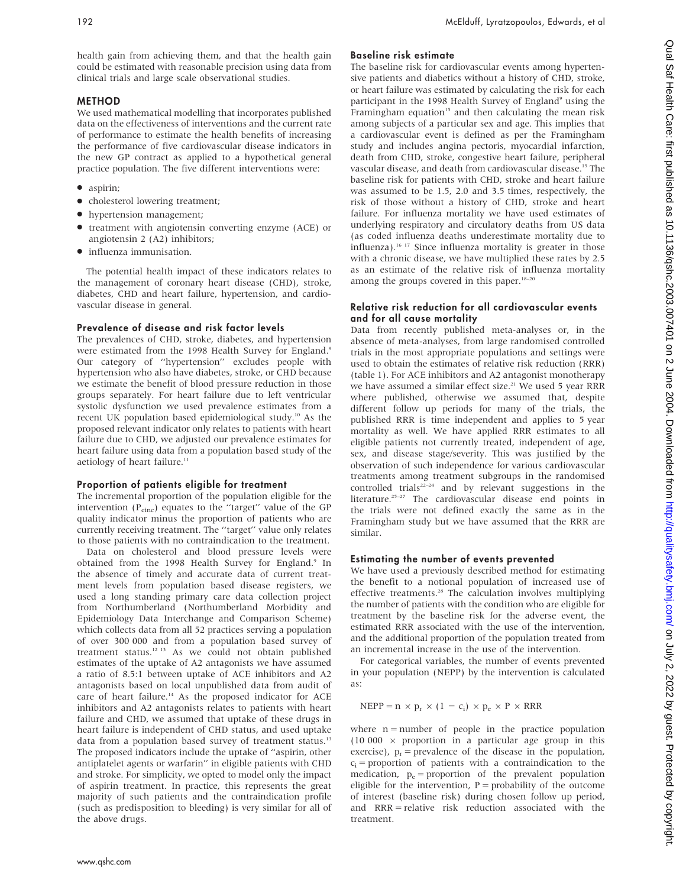health gain from achieving them, and that the health gain could be estimated with reasonable precision using data from clinical trials and large scale observational studies.

## METHOD

We used mathematical modelling that incorporates published data on the effectiveness of interventions and the current rate of performance to estimate the health benefits of increasing the performance of five cardiovascular disease indicators in the new GP contract as applied to a hypothetical general practice population. The five different interventions were:

- aspirin;
- cholesterol lowering treatment;
- hypertension management;
- treatment with angiotensin converting enzyme (ACE) or angiotensin 2 (A2) inhibitors;
- influenza immunisation.

The potential health impact of these indicators relates to the management of coronary heart disease (CHD), stroke, diabetes, CHD and heart failure, hypertension, and cardiovascular disease in general.

### Prevalence of disease and risk factor levels

The prevalences of CHD, stroke, diabetes, and hypertension were estimated from the 1998 Health Survey for England.[9] Our category of "hypertension" excludes people with hypertension who also have diabetes, stroke, or CHD because we estimate the benefit of blood pressure reduction in those groups separately. For heart failure due to left ventricular systolic dysfunction we used prevalence estimates from a recent UK population based epidemiological study.[10] As the proposed relevant indicator only relates to patients with heart failure due to CHD, we adjusted our prevalence estimates for heart failure using data from a population based study of the aetiology of heart failure.[11]

### Proportion of patients eligible for treatment

The incremental proportion of the population eligible for the intervention ($P_{einc}$) equates to the "target" value of the GP quality indicator minus the proportion of patients who are currently receiving treatment. The "target" value only relates to those patients with no contraindication to the treatment.

Data on cholesterol and blood pressure levels were obtained from the 1998 Health Survey for England.[9] In the absence of timely and accurate data of current treatment levels from population based disease registers, we used a long standing primary care data collection project from Northumberland (Northumberland Morbidity and Epidemiology Data Interchange and Comparison Scheme) which collects data from all 52 practices serving a population of over 300 000 and from a population based survey of treatment status.[12,13] As we could not obtain published estimates of the uptake of A2 antagonists we have assumed a ratio of 8.5:1 between uptake of ACE inhibitors and A2 antagonists based on local unpublished data from audit of care of heart failure.[14] As the proposed indicator for ACE inhibitors and A2 antagonists relates to patients with heart failure and CHD, we assumed that uptake of these drugs in heart failure is independent of CHD status, and used uptake data from a population based survey of treatment status.[13] The proposed indicators include the uptake of "aspirin, other antiplatelet agents or warfarin" in eligible patients with CHD and stroke. For simplicity, we opted to model only the impact of aspirin treatment. In practice, this represents the great majority of such patients and the contraindication profile (such as predisposition to bleeding) is very similar for all of the above drugs.

### Baseline risk estimate

The baseline risk for cardiovascular events among hypertensive patients and diabetics without a history of CHD, stroke, or heart failure was estimated by calculating the risk for each participant in the 1998 Health Survey of England[9] using the Framingham equation[15] and then calculating the mean risk among subjects of a particular sex and age. This implies that a cardiovascular event is defined as per the Framingham study and includes angina pectoris, myocardial infarction, death from CHD, stroke, congestive heart failure, peripheral vascular disease, and death from cardiovascular disease.[15] The baseline risk for patients with CHD, stroke and heart failure was assumed to be 1.5, 2.0 and 3.5 times, respectively, the risk of those without a history of CHD, stroke and heart failure. For influenza mortality we have used estimates of underlying respiratory and circulatory deaths from US data (as coded influenza deaths underestimate mortality due to influenza).[16,17] Since influenza mortality is greater in those with a chronic disease, we have multiplied these rates by 2.5 as an estimate of the relative risk of influenza mortality among the groups covered in this paper.[18–20]

### Relative risk reduction for all cardiovascular events and for all cause mortality

Data from recently published meta-analyses or, in the absence of meta-analyses, from large randomised controlled trials in the most appropriate populations and settings were used to obtain the estimates of relative risk reduction (RRR) (table 1). For ACE inhibitors and A2 antagonist monotherapy we have assumed a similar effect size.[21] We used 5 year RRR where published, otherwise we assumed that, despite different follow up periods for many of the trials, the published RRR is time independent and applies to 5 year mortality as well. We have applied RRR estimates to all eligible patients not currently treated, independent of age, sex, and disease stage/severity. This was justified by the observation of such independence for various cardiovascular treatments among treatment subgroups in the randomised controlled trials[22–24] and by relevant suggestions in the literature.[25–27] The cardiovascular disease end points in the trials were not defined exactly the same as in the Framingham study but we have assumed that the RRR are similar.

### Estimating the number of events prevented

We have used a previously described method for estimating the benefit to a notional population of increased use of effective treatments.[28] The calculation involves multiplying the number of patients with the condition who are eligible for treatment by the baseline risk for the adverse event, the estimated RRR associated with the use of the intervention, and the additional proportion of the population treated from an incremental increase in the use of the intervention.

For categorical variables, the number of events prevented in your population (NEPP) by the intervention is calculated as:

$$\text{NEPP} = n \times p_r \times (1 - c_i) \times p_e \times P \times \text{RRR}$$

where $n$ = number of people in the practice population (10 000 × proportion in a particular age group in this exercise), $p_r$ = prevalence of the disease in the population, $c_i$ = proportion of patients with a contraindication to the medication, $p_e$ = proportion of the prevalent population eligible for the intervention, $P$ = probability of the outcome of interest (baseline risk) during chosen follow up period, and RRR = relative risk reduction associated with the treatment.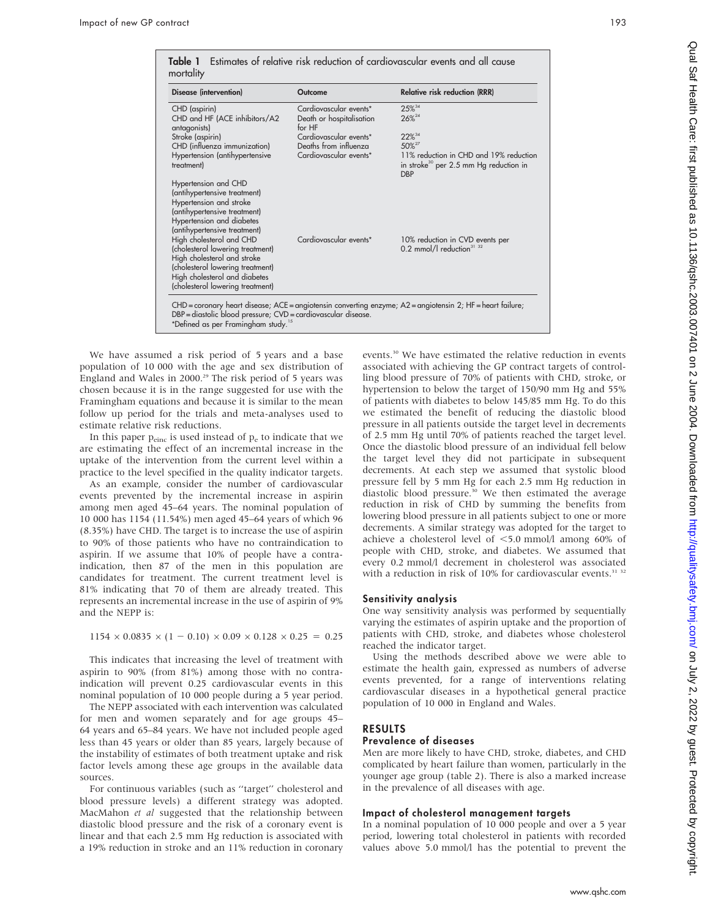**Table 1** Estimates of relative risk reduction of cardiovascular events and all cause mortality

| Disease (intervention) | Outcome | Relative risk reduction (RRR) |
|---|---|---|
| CHD (aspirin) | Cardiovascular events* | 25%[34] |
| CHD and HF (ACE inhibitors/A2 antagonists) | Death or hospitalisation for HF | 26%[24] |
| Stroke (aspirin) | Cardiovascular events* | 22%[34] |
| CHD (influenza immunization) | Deaths from influenza | 50%[27] |
| Hypertension (antihypertensive treatment) | Cardiovascular events* | 11% reduction in CHD and 19% reduction in stroke[30] per 2.5 mm Hg reduction in DBP |
| Hypertension and CHD (antihypertensive treatment) | | |
| Hypertension and stroke (antihypertensive treatment) | | |
| Hypertension and diabetes (antihypertensive treatment) | | |
| High cholesterol and CHD (cholesterol lowering treatment) | Cardiovascular events* | 10% reduction in CVD events per 0.2 mmol/l reduction[31 32] |
| High cholesterol and stroke (cholesterol lowering treatment) | | |
| High cholesterol and diabetes (cholesterol lowering treatment) | | |

CHD = coronary heart disease; ACE = angiotensin converting enzyme; A2 = angiotensin 2; HF = heart failure; DBP = diastolic blood pressure; CVD = cardiovascular disease.
*Defined as per Framingham study.[15]

We have assumed a risk period of 5 years and a base population of 10 000 with the age and sex distribution of England and Wales in 2000.[29] The risk period of 5 years was chosen because it is in the range suggested for use with the Framingham equations and because it is similar to the mean follow up period for the trials and meta-analyses used to estimate relative risk reductions.

In this paper $p_{einc}$ is used instead of $p_e$ to indicate that we are estimating the effect of an incremental increase in the uptake of the intervention from the current level within a practice to the level specified in the quality indicator targets.

As an example, consider the number of cardiovascular events prevented by the incremental increase in aspirin among men aged 45–64 years. The nominal population of 10 000 has 1154 (11.54%) men aged 45–64 years of which 96 (8.35%) have CHD. The target is to increase the use of aspirin to 90% of those patients who have no contraindication to aspirin. If we assume that 10% of people have a contraindication, then 87 of the men in this population are candidates for treatment. The current treatment level is 81% indicating that 70 of them are already treated. This represents an incremental increase in the use of aspirin of 9% and the NEPP is:

$$1154 \times 0.0835 \times (1 - 0.10) \times 0.09 \times 0.128 \times 0.25 = 0.25$$

This indicates that increasing the level of treatment with aspirin to 90% (from 81%) among those with no contraindication will prevent 0.25 cardiovascular events in this nominal population of 10 000 people during a 5 year period.

The NEPP associated with each intervention was calculated for men and women separately and for age groups 45–64 years and 65–84 years. We have not included people aged less than 45 years or older than 85 years, largely because of the instability of estimates of both treatment uptake and risk factor levels among these age groups in the available data sources.

For continuous variables (such as "target" cholesterol and blood pressure levels) a different strategy was adopted. MacMahon *et al* suggested that the relationship between diastolic blood pressure and the risk of a coronary event is linear and that each 2.5 mm Hg reduction is associated with a 19% reduction in stroke and an 11% reduction in coronary events.[30] We have estimated the relative reduction in events associated with achieving the GP contract targets of controlling blood pressure of 70% of patients with CHD, stroke, or hypertension to below the target of 150/90 mm Hg and 55% of patients with diabetes to below 145/85 mm Hg. To do this we estimated the benefit of reducing the diastolic blood pressure in all patients outside the target level in decrements of 2.5 mm Hg until 70% of patients reached the target level. Once the diastolic blood pressure of an individual fell below the target level they did not participate in subsequent decrements. At each step we assumed that systolic blood pressure fell by 5 mm Hg for each 2.5 mm Hg reduction in diastolic blood pressure.[30] We then estimated the average reduction in risk of CHD by summing the benefits from lowering blood pressure in all patients subject to one or more decrements. A similar strategy was adopted for the target to achieve a cholesterol level of <5.0 mmol/l among 60% of people with CHD, stroke, and diabetes. We assumed that every 0.2 mmol/l decrement in cholesterol was associated with a reduction in risk of 10% for cardiovascular events.[31 32]

### Sensitivity analysis

One way sensitivity analysis was performed by sequentially varying the estimates of aspirin uptake and the proportion of patients with CHD, stroke, and diabetes whose cholesterol reached the indicator target.

Using the methods described above we were able to estimate the health gain, expressed as numbers of adverse events prevented, for a range of interventions relating cardiovascular diseases in a hypothetical general practice population of 10 000 in England and Wales.

## RESULTS

### Prevalence of diseases

Men are more likely to have CHD, stroke, diabetes, and CHD complicated by heart failure than women, particularly in the younger age group (table 2). There is also a marked increase in the prevalence of all diseases with age.

### Impact of cholesterol management targets

In a nominal population of 10 000 people and over a 5 year period, lowering total cholesterol in patients with recorded values above 5.0 mmol/l has the potential to prevent the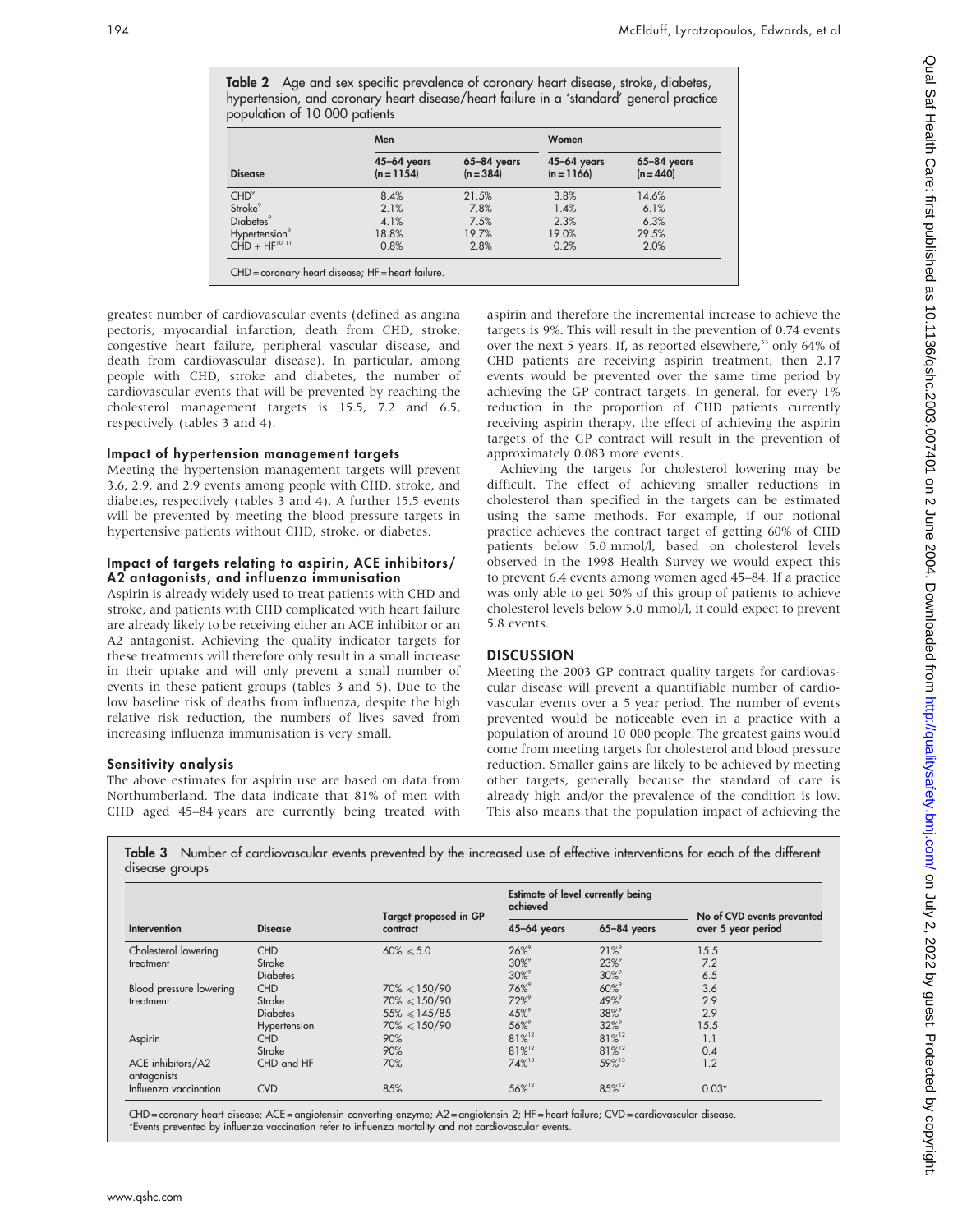**Table 2** Age and sex specific prevalence of coronary heart disease, stroke, diabetes, hypertension, and coronary heart disease/heart failure in a 'standard' general practice population of 10 000 patients

| | Men | | Women | |
|---|---|---|---|---|
| Disease | 45–64 years (n = 1154) | 65–84 years (n = 384) | 45–64 years (n = 1166) | 65–84 years (n = 440) |
| CHD[9] | 8.4% | 21.5% | 3.8% | 14.6% |
| Stroke[9] | 2.1% | 7.8% | 1.4% | 6.1% |
| Diabetes[9] | 4.1% | 7.5% | 2.3% | 6.3% |
| Hypertension[9] | 18.8% | 19.7% | 19.0% | 29.5% |
| CHD + HF[10 11] | 0.8% | 2.8% | 0.2% | 2.0% |

CHD = coronary heart disease; HF = heart failure.

greatest number of cardiovascular events (defined as angina pectoris, myocardial infarction, death from CHD, stroke, congestive heart failure, peripheral vascular disease, and death from cardiovascular disease). In particular, among people with CHD, stroke and diabetes, the number of cardiovascular events that will be prevented by reaching the cholesterol management targets is 15.5, 7.2 and 6.5, respectively (tables 3 and 4).

### Impact of hypertension management targets

Meeting the hypertension management targets will prevent 3.6, 2.9, and 2.9 events among people with CHD, stroke, and diabetes, respectively (tables 3 and 4). A further 15.5 events will be prevented by meeting the blood pressure targets in hypertensive patients without CHD, stroke, or diabetes.

### Impact of targets relating to aspirin, ACE inhibitors/A2 antagonists, and influenza immunisation

Aspirin is already widely used to treat patients with CHD and stroke, and patients with CHD complicated with heart failure are already likely to be receiving either an ACE inhibitor or an A2 antagonist. Achieving the quality indicator targets for these treatments will therefore only result in a small increase in their uptake and will only prevent a small number of events in these patient groups (tables 3 and 5). Due to the low baseline risk of deaths from influenza, despite the high relative risk reduction, the numbers of lives saved from increasing influenza immunisation is very small.

### Sensitivity analysis

The above estimates for aspirin use are based on data from Northumberland. The data indicate that 81% of men with CHD aged 45–84 years are currently being treated with aspirin and therefore the incremental increase to achieve the targets is 9%. This will result in the prevention of 0.74 events over the next 5 years. If, as reported elsewhere,[33] only 64% of CHD patients are receiving aspirin treatment, then 2.17 events would be prevented over the same time period by achieving the GP contract targets. In general, for every 1% reduction in the proportion of CHD patients currently receiving aspirin therapy, the effect of achieving the aspirin targets of the GP contract will result in the prevention of approximately 0.083 more events.

Achieving the targets for cholesterol lowering may be difficult. The effect of achieving smaller reductions in cholesterol than specified in the targets can be estimated using the same methods. For example, if our notional practice achieves the contract target of getting 60% of CHD patients below 5.0 mmol/l, based on cholesterol levels observed in the 1998 Health Survey we would expect this to prevent 6.4 events among women aged 45–84. If a practice was only able to get 50% of this group of patients to achieve cholesterol levels below 5.0 mmol/l, it could expect to prevent 5.8 events.

## DISCUSSION

Meeting the 2003 GP contract quality targets for cardiovascular disease will prevent a quantifiable number of cardiovascular events over a 5 year period. The number of events prevented would be noticeable even in a practice with a population of around 10 000 people. The greatest gains would come from meeting targets for cholesterol and blood pressure reduction. Smaller gains are likely to be achieved by meeting other targets, generally because the standard of care is already high and/or the prevalence of the condition is low. This also means that the population impact of achieving the

**Table 3** Number of cardiovascular events prevented by the increased use of effective interventions for each of the different disease groups

| Intervention | Disease | Target proposed in GP contract | Estimate of level currently being achieved | | No of CVD events prevented over 5 year period |
|---|---|---|---|---|---|
| | | | 45–64 years | 65–84 years | |
| Cholesterol lowering treatment | CHD | 60% ≤5.0 | 26%[9] | 21%[9] | 15.5 |
| | Stroke | | 30%[9] | 23%[9] | 7.2 |
| | Diabetes | | 30%[9] | 30%[9] | 6.5 |
| Blood pressure lowering treatment | CHD | 70% ≤150/90 | 76%[9] | 60%[9] | 3.6 |
| | Stroke | 70% ≤150/90 | 72%[9] | 49%[9] | 2.9 |
| | Diabetes | 55% ≤145/85 | 45%[9] | 38%[9] | 2.9 |
| | Hypertension | 70% ≤150/90 | 56%[9] | 32%[9] | 15.5 |
| Aspirin | CHD | 90% | 81%[12] | 81%[12] | 1.1 |
| | Stroke | 90% | 81%[12] | 81%[12] | 0.4 |
| ACE inhibitors/A2 antagonists | CHD and HF | 70% | 74%[13] | 59%[13] | 1.2 |
| Influenza vaccination | CVD | 85% | 56%[12] | 85%[12] | 0.03* |

CHD = coronary heart disease; ACE = angiotensin converting enzyme; A2 = angiotensin 2; HF = heart failure; CVD = cardiovascular disease.
*Events prevented by influenza vaccination refer to influenza mortality and not cardiovascular events.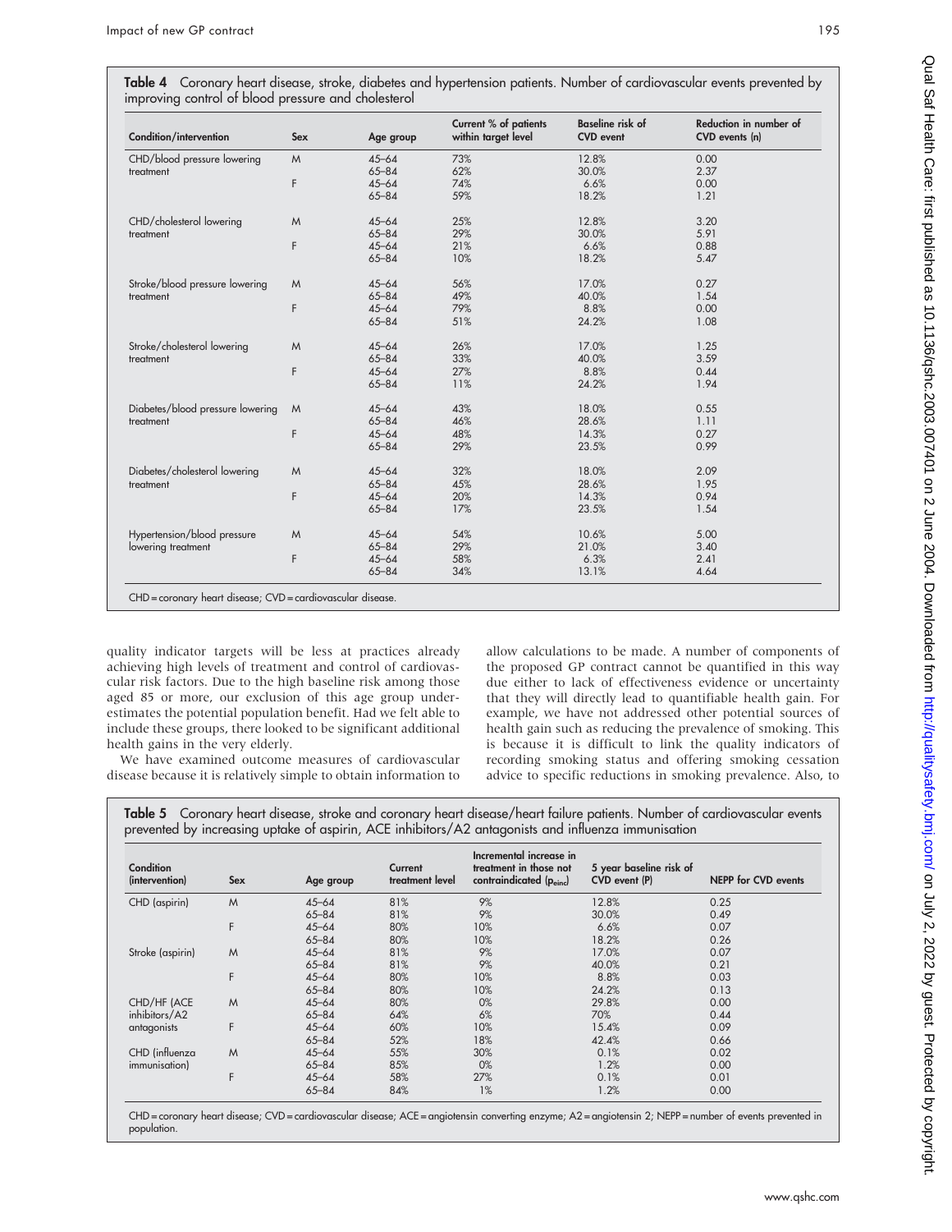**Table 4** Coronary heart disease, stroke, diabetes and hypertension patients. Number of cardiovascular events prevented by improving control of blood pressure and cholesterol

| Condition/intervention | Sex | Age group | Current % of patients within target level | Baseline risk of CVD event | Reduction in number of CVD events (n) |
|---|---|---|---|---|---|
| CHD/blood pressure lowering treatment | M | 45–64 | 73% | 12.8% | 0.00 |
| | | 65–84 | 62% | 30.0% | 2.37 |
| | F | 45–64 | 74% | 6.6% | 0.00 |
| | | 65–84 | 59% | 18.2% | 1.21 |
| CHD/cholesterol lowering treatment | M | 45–64 | 25% | 12.8% | 3.20 |
| | | 65–84 | 29% | 30.0% | 5.91 |
| | F | 45–64 | 21% | 6.6% | 0.88 |
| | | 65–84 | 10% | 18.2% | 5.47 |
| Stroke/blood pressure lowering treatment | M | 45–64 | 56% | 17.0% | 0.27 |
| | | 65–84 | 49% | 40.0% | 1.54 |
| | F | 45–64 | 79% | 8.8% | 0.00 |
| | | 65–84 | 51% | 24.2% | 1.08 |
| Stroke/cholesterol lowering treatment | M | 45–64 | 26% | 17.0% | 1.25 |
| | | 65–84 | 33% | 40.0% | 3.59 |
| | F | 45–64 | 27% | 8.8% | 0.44 |
| | | 65–84 | 11% | 24.2% | 1.94 |
| Diabetes/blood pressure lowering treatment | M | 45–64 | 43% | 18.0% | 0.55 |
| | | 65–84 | 46% | 28.6% | 1.11 |
| | F | 45–64 | 48% | 14.3% | 0.27 |
| | | 65–84 | 29% | 23.5% | 0.99 |
| Diabetes/cholesterol lowering treatment | M | 45–64 | 32% | 18.0% | 2.09 |
| | | 65–84 | 45% | 28.6% | 1.95 |
| | F | 45–64 | 20% | 14.3% | 0.94 |
| | | 65–84 | 17% | 23.5% | 1.54 |
| Hypertension/blood pressure lowering treatment | M | 45–64 | 54% | 10.6% | 5.00 |
| | | 65–84 | 29% | 21.0% | 3.40 |
| | F | 45–64 | 58% | 6.3% | 2.41 |
| | | 65–84 | 34% | 13.1% | 4.64 |

CHD = coronary heart disease; CVD = cardiovascular disease.

quality indicator targets will be less at practices already achieving high levels of treatment and control of cardiovascular risk factors. Due to the high baseline risk among those aged 85 or more, our exclusion of this age group underestimates the potential population benefit. Had we felt able to include these groups, there looked to be significant additional health gains in the very elderly.

We have examined outcome measures of cardiovascular disease because it is relatively simple to obtain information to allow calculations to be made. A number of components of the proposed GP contract cannot be quantified in this way due either to lack of effectiveness evidence or uncertainty that they will directly lead to quantifiable health gain. For example, we have not addressed other potential sources of health gain such as reducing the prevalence of smoking. This is because it is difficult to link the quality indicators of recording smoking status and offering smoking cessation advice to specific reductions in smoking prevalence. Also, to

**Table 5** Coronary heart disease, stroke and coronary heart disease/heart failure patients. Number of cardiovascular events prevented by increasing uptake of aspirin, ACE inhibitors/A2 antagonists and influenza immunisation

| Condition (intervention) | Sex | Age group | Current treatment level | Incremental increase in treatment in those not contraindicated ($p_{einc}$) | 5 year baseline risk of CVD event (P) | NEPP for CVD events |
|---|---|---|---|---|---|---|
| CHD (aspirin) | M | 45–64 | 81% | 9% | 12.8% | 0.25 |
| | | 65–84 | 81% | 9% | 30.0% | 0.49 |
| | F | 45–64 | 80% | 10% | 6.6% | 0.07 |
| | | 65–84 | 80% | 10% | 18.2% | 0.26 |
| Stroke (aspirin) | M | 45–64 | 81% | 9% | 17.0% | 0.07 |
| | | 65–84 | 81% | 9% | 40.0% | 0.21 |
| | F | 45–64 | 80% | 10% | 8.8% | 0.03 |
| | | 65–84 | 80% | 10% | 24.2% | 0.13 |
| CHD/HF (ACE inhibitors/A2 antagonists | M | 45–64 | 80% | 0% | 29.8% | 0.00 |
| | | 65–84 | 64% | 6% | 70% | 0.44 |
| | F | 45–64 | 60% | 10% | 15.4% | 0.09 |
| | | 65–84 | 52% | 18% | 42.4% | 0.66 |
| CHD (influenza immunisation) | M | 45–64 | 55% | 30% | 0.1% | 0.02 |
| | | 65–84 | 85% | 0% | 1.2% | 0.00 |
| | F | 45–64 | 58% | 27% | 0.1% | 0.01 |
| | | 65–84 | 84% | 1% | 1.2% | 0.00 |

CHD = coronary heart disease; CVD = cardiovascular disease; ACE = angiotensin converting enzyme; A2 = angiotensin 2; NEPP = number of events prevented in population.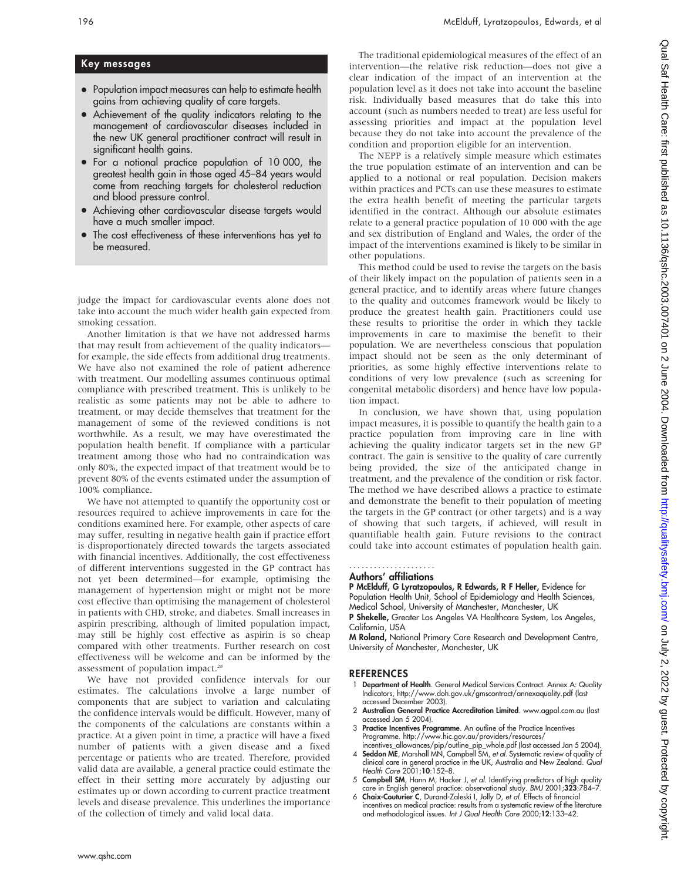## Key messages

- Population impact measures can help to estimate health gains from achieving quality of care targets.
- Achievement of the quality indicators relating to the management of cardiovascular diseases included in the new UK general practitioner contract will result in significant health gains.
- For a notional practice population of 10 000, the greatest health gain in those aged 45–84 years would come from reaching targets for cholesterol reduction and blood pressure control.
- Achieving other cardiovascular disease targets would have a much smaller impact.
- The cost effectiveness of these interventions has yet to be measured.

judge the impact for cardiovascular events alone does not take into account the much wider health gain expected from smoking cessation.

Another limitation is that we have not addressed harms that may result from achievement of the quality indicators—for example, the side effects from additional drug treatments. We have also not examined the role of patient adherence with treatment. Our modelling assumes continuous optimal compliance with prescribed treatment. This is unlikely to be realistic as some patients may not be able to adhere to treatment, or may decide themselves that treatment for the management of some of the reviewed conditions is not worthwhile. As a result, we may have overestimated the population health benefit. If compliance with a particular treatment among those who had no contraindication was only 80%, the expected impact of that treatment would be to prevent 80% of the events estimated under the assumption of 100% compliance.

We have not attempted to quantify the opportunity cost or resources required to achieve improvements in care for the conditions examined here. For example, other aspects of care may suffer, resulting in negative health gain if practice effort is disproportionately directed towards the targets associated with financial incentives. Additionally, the cost effectiveness of different interventions suggested in the GP contract has not yet been determined—for example, optimising the management of hypertension might or might not be more cost effective than optimising the management of cholesterol in patients with CHD, stroke, and diabetes. Small increases in aspirin prescribing, although of limited population impact, may still be highly cost effective as aspirin is so cheap compared with other treatments. Further research on cost effectiveness will be welcome and can be informed by the assessment of population impact.[28]

We have not provided confidence intervals for our estimates. The calculations involve a large number of components that are subject to variation and calculating the confidence intervals would be difficult. However, many of the components of the calculations are constants within a practice. At a given point in time, a practice will have a fixed number of patients with a given disease and a fixed percentage or patients who are treated. Therefore, provided valid data are available, a general practice could estimate the effect in their setting more accurately by adjusting our estimates up or down according to current practice treatment levels and disease prevalence. This underlines the importance of the collection of timely and valid local data.

The traditional epidemiological measures of the effect of an intervention—the relative risk reduction—does not give a clear indication of the impact of an intervention at the population level as it does not take into account the baseline risk. Individually based measures that do take this into account (such as numbers needed to treat) are less useful for assessing priorities and impact at the population level because they do not take into account the prevalence of the condition and proportion eligible for an intervention.

The NEPP is a relatively simple measure which estimates the true population estimate of an intervention and can be applied to a notional or real population. Decision makers within practices and PCTs can use these measures to estimate the extra health benefit of meeting the particular targets identified in the contract. Although our absolute estimates relate to a general practice population of 10 000 with the age and sex distribution of England and Wales, the order of the impact of the interventions examined is likely to be similar in other populations.

This method could be used to revise the targets on the basis of their likely impact on the population of patients seen in a general practice, and to identify areas where future changes to the quality and outcomes framework would be likely to produce the greatest health gain. Practitioners could use these results to prioritise the order in which they tackle improvements in care to maximise the benefit to their population. We are nevertheless conscious that population impact should not be seen as the only determinant of priorities, as some highly effective interventions relate to conditions of very low prevalence (such as screening for congenital metabolic disorders) and hence have low population impact.

In conclusion, we have shown that, using population impact measures, it is possible to quantify the health gain to a practice population from improving care in line with achieving the quality indicator targets set in the new GP contract. The gain is sensitive to the quality of care currently being provided, the size of the anticipated change in treatment, and the prevalence of the condition or risk factor. The method we have described allows a practice to estimate and demonstrate the benefit to their population of meeting the targets in the GP contract (or other targets) and is a way of showing that such targets, if achieved, will result in quantifiable health gain. Future revisions to the contract could take into account estimates of population health gain.

### Authors' affiliations

**P McElduff, G Lyratzopoulos, R Edwards, R F Heller,** Evidence for Population Health Unit, School of Epidemiology and Health Sciences, Medical School, University of Manchester, Manchester, UK
**P Shekelle,** Greater Los Angeles VA Healthcare System, Los Angeles, California, USA
**M Roland,** National Primary Care Research and Development Centre, University of Manchester, Manchester, UK

## REFERENCES

1. **Department of Health**. General Medical Services Contract. Annex A: Quality Indicators, http://www.doh.gov.uk/gmscontract/annexaquality.pdf (last accessed December 2003).
2. **Australian General Practice Accreditation Limited**. www.agpal.com.au (last accessed Jan 5 2004).
3. **Practice Incentives Programme**. An outline of the Practice Incentives Programme. http://www.hic.gov.au/providers/resources/incentives_allowances/pip/outline_pip_whole.pdf (last accessed Jan 5 2004).
4. **Seddon ME**, Marshall MN, Campbell SM, *et al*. Systematic review of quality of clinical care in general practice in the UK, Australia and New Zealand. *Qual Health Care* 2001;**10**:152–8.
5. **Campbell SM**, Hann M, Hacker J, *et al*. Identifying predictors of high quality care in English general practice: observational study. *BMJ* 2001;**323**:784–7.
6. **Chaix-Couturier C**, Durand-Zaleski I, Jolly D, *et al*. Effects of financial incentives on medical practice: results from a systematic review of the literature and methodological issues. *Int J Qual Health Care* 2000;**12**:133–42.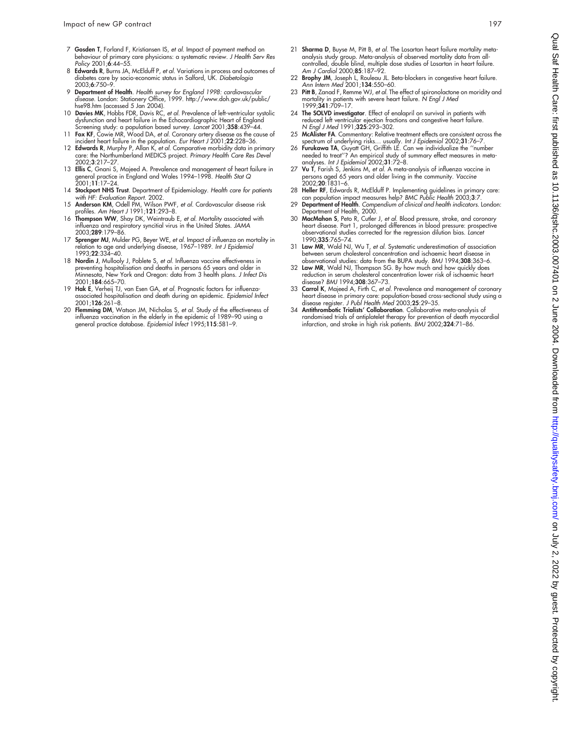7 **Gosden T**, Forland F, Kristiansen IS, *et al*. Impact of payment method on behaviour of primary care physicians: a systematic review. *J Health Serv Res Policy* 2001;**6**:44–55.

8 **Edwards R**, Burns JA, McElduff P, *et al*. Variations in process and outcomes of diabetes care by socio-economic status in Salford, UK. *Diabetologia* 2003;**6**:750–9.

9 **Department of Health**. *Health survey for England 1998: cardiovascular disease*. London: Stationery Office, 1999. http://www.doh.gov.uk/public/hse98.htm (accessed 5 Jan 2004).

10 **Davies MK**, Hobbs FDR, Davis RC, *et al*. Prevalence of left-ventricular systolic dysfunction and heart failure in the Echocardiographic Heart of England Screening study: a population based survey. *Lancet* 2001;**358**:439–44.

11 **Fox KF**, Cowie MR, Wood DA, *et al*. Coronary artery disease as the cause of incident heart failure in the population. *Eur Heart J* 2001;**22**:228–36.

12 **Edwards R**, Murphy P, Allan K, *et al*. Comparative morbidity data in primary care: the Northumberland MEDICS project. *Primary Health Care Res Devel* 2002;**3**:217–27.

13 **Ellis C**, Gnani S, Majeed A. Prevalence and management of heart failure in general practice in England and Wales 1994–1998. *Health Stat Q* 2001;**11**:17–24.

14 **Stockport NHS Trust**. Department of Epidemiology. *Health care for patients with HF: Evaluation Report*. 2002.

15 **Anderson KM**, Odell PM, Wilson PWF, *et al*. Cardovascular disease risk profiles. *Am Heart J* 1991;**121**:293–8.

16 **Thompson WW**, Shay DK, Weintraub E, *et al*. Mortality associated with influenza and respiratory syncitial virus in the United States. *JAMA* 2003;**289**:179–86.

17 **Sprenger MJ**, Mulder PG, Beyer WE, *et al*. Impact of influenza on mortality in relation to age and underlying disease, 1967–1989. *Int J Epidemiol* 1993;**22**:334–40.

18 **Nordin J**, Mullooly J, Poblete S, *et al*. Influenza vaccine effectiveness in preventing hospitalisation and deaths in persons 65 years and older in Minnesota, New York and Oregon: data from 3 health plans. *J Infect Dis* 2001;**184**:665–70.

19 **Hak E**, Verheij TJ, van Esen GA, *et al*. Prognostic factors for influenza-associated hospitalisation and death during an epidemic. *Epidemiol Infect* 2001;**126**:261–8.

20 **Flemming DM**, Watson JM, Nicholas S, *et al*. Study of the effectiveness of influenza vaccination in the elderly in the epidemic of 1989–90 using a general practice database. *Epidemiol Infect* 1995;**115**:581–9.

21 **Sharma D**, Buyse M, Pitt B, *et al*. The Losartan heart failure mortality meta-analysis study group. Meta-analysis of observed mortality data from all-controlled, double blind, multiple dose studies of Losartan in heart failure. *Am J Cardiol* 2000;**85**:187–92.

22 **Brophy JM**, Joseph L, Rouleau JL. Beta-blockers in congestive heart failure. *Ann Intern Med* 2001;**134**:550–60.

23 **Pitt B**, Zanad F, Remme WJ, *et al*. The effect of spironolactone on moridity and mortality in patients with severe heart failure. *N Engl J Med* 1999;**341**:709–17.

24 **The SOLVD investigator**. Effect of enalapril on survival in patients with reduced left ventricular ejection fractions and congestive heart failure. *N Engl J Med* 1991;**325**:293–302.

25 **McAlister FA**. Commentary: Relative treatment effects are consistent across the spectrum of underlying risks… usually. *Int J Epidemiol* 2002;**31**:76–7.

26 **Furukawa TA**, Guyatt GH, Griffith LE. Can we individualize the ''number needed to treat''? An empirical study of summary effect measures in meta-analyses. *Int J Epidemiol* 2002;**31**:72–8.

27 **Vu T**, Farish S, Jenkins M, *et al*. A meta-analysis of influenza vaccine in persons aged 65 years and older living in the community. *Vaccine* 2002;**20**:1831–6.

28 **Heller RF**, Edwards R, McElduff P. Implementing guidelines in primary care: can population impact measures help? *BMC Public Health* 2003;**3**:7.

29 **Department of Health**. *Compendium of clinical and health indicators*. London: Department of Health, 2000.

30 **MacMahon S**, Peto R, Cutler J, *et al*. Blood pressure, stroke, and coronary heart disease. Part 1, prolonged differences in blood pressure: prospective observational studies corrected for the regression dilution bias. *Lancet* 1990;**335**:765–74.

31 **Law MR**, Wald NJ, Wu T, *et al*. Systematic underestimation of association between serum cholesterol concentration and ischaemic heart disease in observational studies: data from the BUPA study. *BMJ* 1994;**308**:363–6.

32 **Law MR**, Wald NJ, Thompson SG. By how much and how quickly does reduction in serum cholesterol concentration lower risk of ischaemic heart disease? *BMJ* 1994;**308**:367–73.

33 **Carrol K**, Majeed A, Firth C, *et al*. Prevalence and management of coronary heart disease in primary care: population-based cross-sectional study using a disease register. *J Publ Health Med* 2003;**25**:29–35.

34 **Antithrombotic Trialists' Collaboration**. Collaborative meta-analysis of randomised trials of antiplatelet therapy for prevention of death myocardial infarction, and stroke in high risk patients. *BMJ* 2002;**324**:71–86.